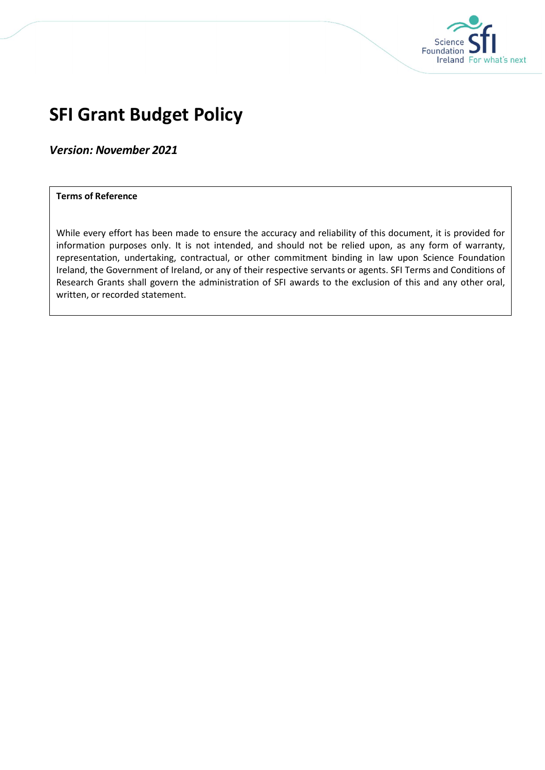# SFI Grant Budget Policy

***Version: November 2021***

**Terms of Reference**

While every effort has been made to ensure the accuracy and reliability of this document, it is provided for information purposes only. It is not intended, and should not be relied upon, as any form of warranty, representation, undertaking, contractual, or other commitment binding in law upon Science Foundation Ireland, the Government of Ireland, or any of their respective servants or agents. SFI Terms and Conditions of Research Grants shall govern the administration of SFI awards to the exclusion of this and any other oral, written, or recorded statement.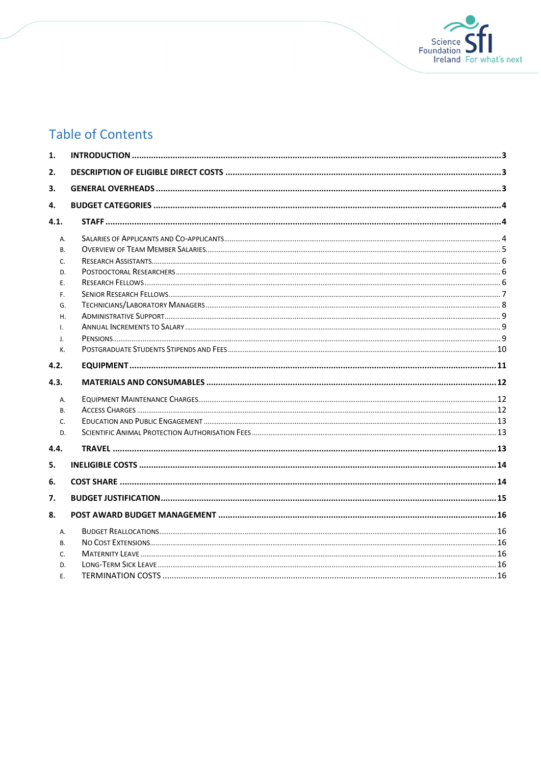# Table of Contents

1. INTRODUCTION ..... 3
2. DESCRIPTION OF ELIGIBLE DIRECT COSTS ..... 3
3. GENERAL OVERHEADS ..... 3
4. BUDGET CATEGORIES ..... 4

4.1. STAFF ..... 4

- A. Salaries of Applicants and Co-applicants ..... 4
- B. Overview of Team Member Salaries ..... 5
- C. Research Assistants ..... 6
- D. Postdoctoral Researchers ..... 6
- E. Research Fellows ..... 6
- F. Senior Research Fellows ..... 7
- G. Technicians/Laboratory Managers ..... 8
- H. Administrative Support ..... 9
- I. Annual Increments to Salary ..... 9
- J. Pensions ..... 9
- K. Postgraduate Students Stipends and Fees ..... 10

4.2. EQUIPMENT ..... 11

4.3. MATERIALS AND CONSUMABLES ..... 12

- A. Equipment Maintenance Charges ..... 12
- B. Access Charges ..... 12
- C. Education and Public Engagement ..... 13
- D. Scientific Animal Protection Authorisation Fees ..... 13

4.4. TRAVEL ..... 13

5. INELIGIBLE COSTS ..... 14
6. COST SHARE ..... 14
7. BUDGET JUSTIFICATION ..... 15
8. POST AWARD BUDGET MANAGEMENT ..... 16

- A. Budget Reallocations ..... 16
- B. No Cost Extensions ..... 16
- C. Maternity Leave ..... 16
- D. Long-Term Sick Leave ..... 16
- E. TERMINATION COSTS ..... 16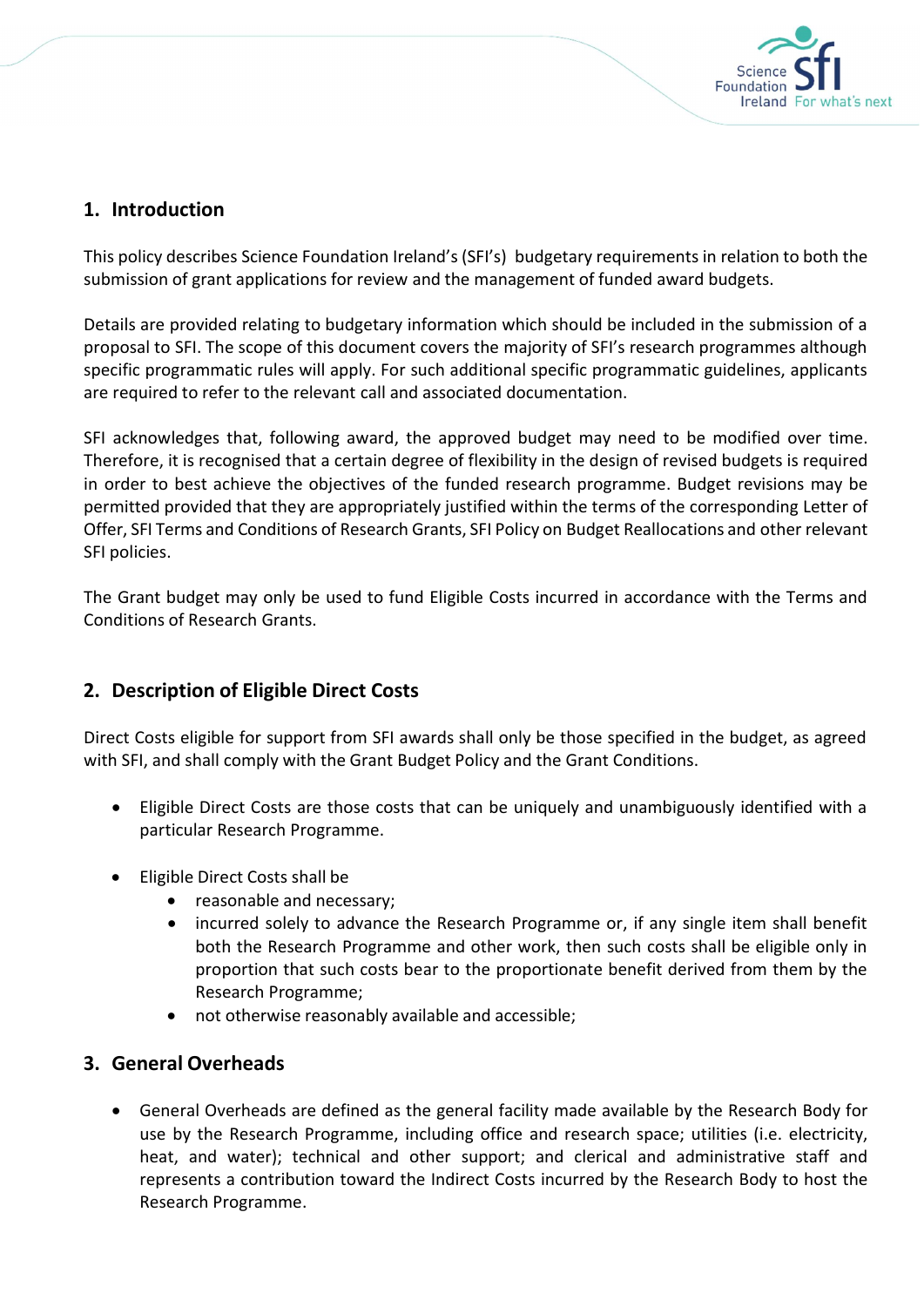## 1. Introduction

This policy describes Science Foundation Ireland's (SFI's) budgetary requirements in relation to both the submission of grant applications for review and the management of funded award budgets.

Details are provided relating to budgetary information which should be included in the submission of a proposal to SFI. The scope of this document covers the majority of SFI's research programmes although specific programmatic rules will apply. For such additional specific programmatic guidelines, applicants are required to refer to the relevant call and associated documentation.

SFI acknowledges that, following award, the approved budget may need to be modified over time. Therefore, it is recognised that a certain degree of flexibility in the design of revised budgets is required in order to best achieve the objectives of the funded research programme. Budget revisions may be permitted provided that they are appropriately justified within the terms of the corresponding Letter of Offer, SFI Terms and Conditions of Research Grants, SFI Policy on Budget Reallocations and other relevant SFI policies.

The Grant budget may only be used to fund Eligible Costs incurred in accordance with the Terms and Conditions of Research Grants.

## 2. Description of Eligible Direct Costs

Direct Costs eligible for support from SFI awards shall only be those specified in the budget, as agreed with SFI, and shall comply with the Grant Budget Policy and the Grant Conditions.

- Eligible Direct Costs are those costs that can be uniquely and unambiguously identified with a particular Research Programme.
- Eligible Direct Costs shall be
  - reasonable and necessary;
  - incurred solely to advance the Research Programme or, if any single item shall benefit both the Research Programme and other work, then such costs shall be eligible only in proportion that such costs bear to the proportionate benefit derived from them by the Research Programme;
  - not otherwise reasonably available and accessible;

## 3. General Overheads

- General Overheads are defined as the general facility made available by the Research Body for use by the Research Programme, including office and research space; utilities (i.e. electricity, heat, and water); technical and other support; and clerical and administrative staff and represents a contribution toward the Indirect Costs incurred by the Research Body to host the Research Programme.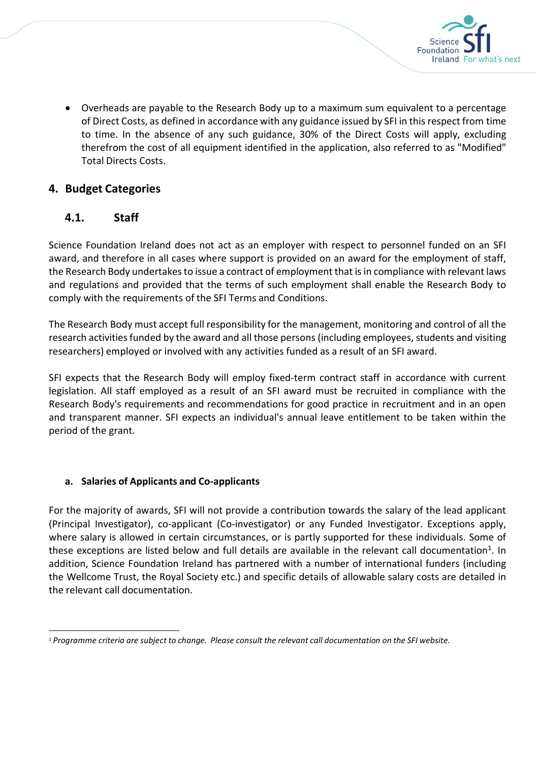- Overheads are payable to the Research Body up to a maximum sum equivalent to a percentage of Direct Costs, as defined in accordance with any guidance issued by SFI in this respect from time to time. In the absence of any such guidance, 30% of the Direct Costs will apply, excluding therefrom the cost of all equipment identified in the application, also referred to as "Modified" Total Directs Costs.

## 4. Budget Categories

### 4.1. Staff

Science Foundation Ireland does not act as an employer with respect to personnel funded on an SFI award, and therefore in all cases where support is provided on an award for the employment of staff, the Research Body undertakes to issue a contract of employment that is in compliance with relevant laws and regulations and provided that the terms of such employment shall enable the Research Body to comply with the requirements of the SFI Terms and Conditions.

The Research Body must accept full responsibility for the management, monitoring and control of all the research activities funded by the award and all those persons (including employees, students and visiting researchers) employed or involved with any activities funded as a result of an SFI award.

SFI expects that the Research Body will employ fixed-term contract staff in accordance with current legislation. All staff employed as a result of an SFI award must be recruited in compliance with the Research Body's requirements and recommendations for good practice in recruitment and in an open and transparent manner. SFI expects an individual's annual leave entitlement to be taken within the period of the grant.

#### a. Salaries of Applicants and Co-applicants

For the majority of awards, SFI will not provide a contribution towards the salary of the lead applicant (Principal Investigator), co-applicant (Co-investigator) or any Funded Investigator. Exceptions apply, where salary is allowed in certain circumstances, or is partly supported for these individuals. Some of these exceptions are listed below and full details are available in the relevant call documentation[1]. In addition, Science Foundation Ireland has partnered with a number of international funders (including the Wellcome Trust, the Royal Society etc.) and specific details of allowable salary costs are detailed in the relevant call documentation.

---

[1] *Programme criteria are subject to change. Please consult the relevant call documentation on the SFI website.*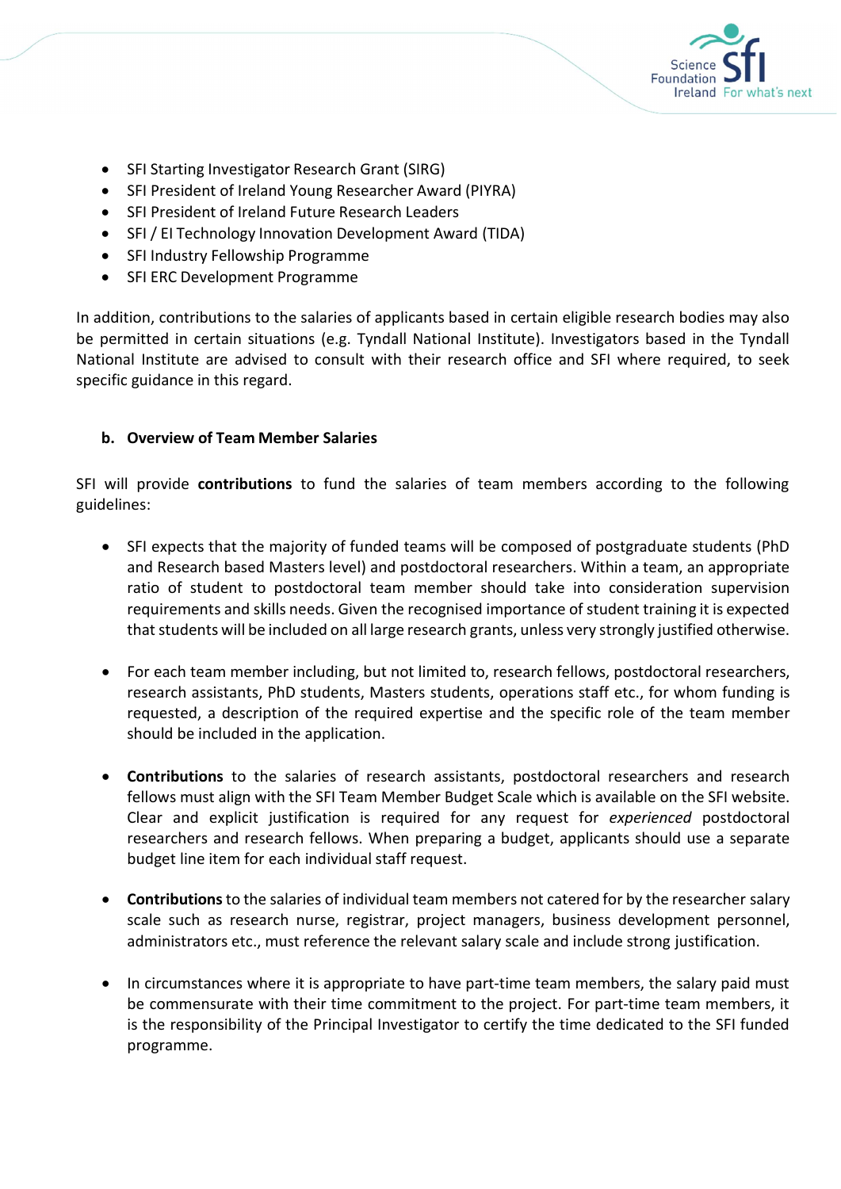- SFI Starting Investigator Research Grant (SIRG)
- SFI President of Ireland Young Researcher Award (PIYRA)
- SFI President of Ireland Future Research Leaders
- SFI / EI Technology Innovation Development Award (TIDA)
- SFI Industry Fellowship Programme
- SFI ERC Development Programme

In addition, contributions to the salaries of applicants based in certain eligible research bodies may also be permitted in certain situations (e.g. Tyndall National Institute). Investigators based in the Tyndall National Institute are advised to consult with their research office and SFI where required, to seek specific guidance in this regard.

#### b. Overview of Team Member Salaries

SFI will provide **contributions** to fund the salaries of team members according to the following guidelines:

- SFI expects that the majority of funded teams will be composed of postgraduate students (PhD and Research based Masters level) and postdoctoral researchers. Within a team, an appropriate ratio of student to postdoctoral team member should take into consideration supervision requirements and skills needs. Given the recognised importance of student training it is expected that students will be included on all large research grants, unless very strongly justified otherwise.

- For each team member including, but not limited to, research fellows, postdoctoral researchers, research assistants, PhD students, Masters students, operations staff etc., for whom funding is requested, a description of the required expertise and the specific role of the team member should be included in the application.

- **Contributions** to the salaries of research assistants, postdoctoral researchers and research fellows must align with the SFI Team Member Budget Scale which is available on the SFI website. Clear and explicit justification is required for any request for *experienced* postdoctoral researchers and research fellows. When preparing a budget, applicants should use a separate budget line item for each individual staff request.

- **Contributions** to the salaries of individual team members not catered for by the researcher salary scale such as research nurse, registrar, project managers, business development personnel, administrators etc., must reference the relevant salary scale and include strong justification.

- In circumstances where it is appropriate to have part-time team members, the salary paid must be commensurate with their time commitment to the project. For part-time team members, it is the responsibility of the Principal Investigator to certify the time dedicated to the SFI funded programme.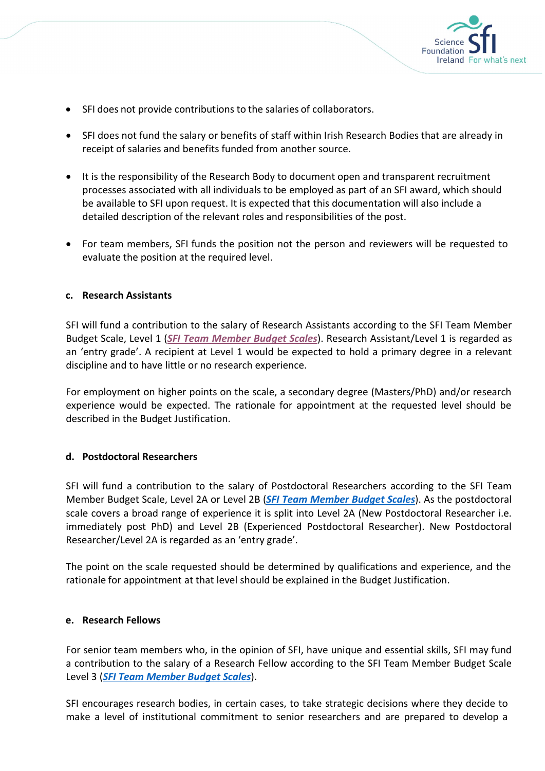- SFI does not provide contributions to the salaries of collaborators.
- SFI does not fund the salary or benefits of staff within Irish Research Bodies that are already in receipt of salaries and benefits funded from another source.
- It is the responsibility of the Research Body to document open and transparent recruitment processes associated with all individuals to be employed as part of an SFI award, which should be available to SFI upon request. It is expected that this documentation will also include a detailed description of the relevant roles and responsibilities of the post.
- For team members, SFI funds the position not the person and reviewers will be requested to evaluate the position at the required level.

### c. Research Assistants

SFI will fund a contribution to the salary of Research Assistants according to the SFI Team Member Budget Scale, Level 1 (***SFI Team Member Budget Scales***). Research Assistant/Level 1 is regarded as an 'entry grade'. A recipient at Level 1 would be expected to hold a primary degree in a relevant discipline and to have little or no research experience.

For employment on higher points on the scale, a secondary degree (Masters/PhD) and/or research experience would be expected. The rationale for appointment at the requested level should be described in the Budget Justification.

### d. Postdoctoral Researchers

SFI will fund a contribution to the salary of Postdoctoral Researchers according to the SFI Team Member Budget Scale, Level 2A or Level 2B (***SFI Team Member Budget Scales***). As the postdoctoral scale covers a broad range of experience it is split into Level 2A (New Postdoctoral Researcher i.e. immediately post PhD) and Level 2B (Experienced Postdoctoral Researcher). New Postdoctoral Researcher/Level 2A is regarded as an 'entry grade'.

The point on the scale requested should be determined by qualifications and experience, and the rationale for appointment at that level should be explained in the Budget Justification.

### e. Research Fellows

For senior team members who, in the opinion of SFI, have unique and essential skills, SFI may fund a contribution to the salary of a Research Fellow according to the SFI Team Member Budget Scale Level 3 (***SFI Team Member Budget Scales***).

SFI encourages research bodies, in certain cases, to take strategic decisions where they decide to make a level of institutional commitment to senior researchers and are prepared to develop a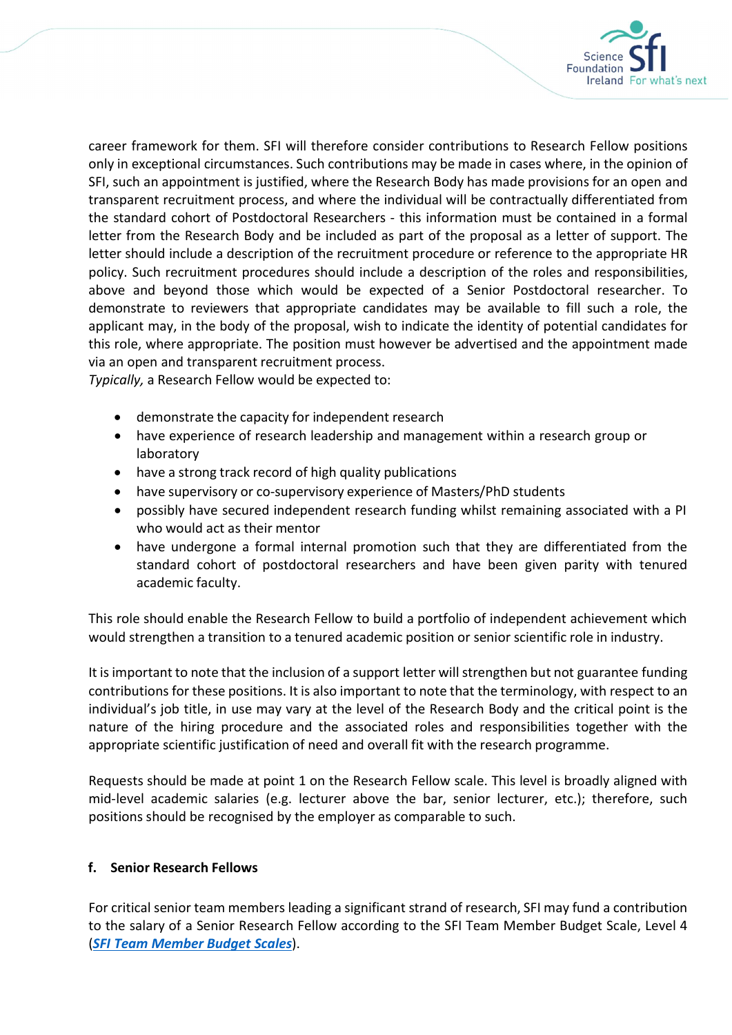career framework for them. SFI will therefore consider contributions to Research Fellow positions only in exceptional circumstances. Such contributions may be made in cases where, in the opinion of SFI, such an appointment is justified, where the Research Body has made provisions for an open and transparent recruitment process, and where the individual will be contractually differentiated from the standard cohort of Postdoctoral Researchers - this information must be contained in a formal letter from the Research Body and be included as part of the proposal as a letter of support. The letter should include a description of the recruitment procedure or reference to the appropriate HR policy. Such recruitment procedures should include a description of the roles and responsibilities, above and beyond those which would be expected of a Senior Postdoctoral researcher. To demonstrate to reviewers that appropriate candidates may be available to fill such a role, the applicant may, in the body of the proposal, wish to indicate the identity of potential candidates for this role, where appropriate. The position must however be advertised and the appointment made via an open and transparent recruitment process.

*Typically,* a Research Fellow would be expected to:

- demonstrate the capacity for independent research
- have experience of research leadership and management within a research group or laboratory
- have a strong track record of high quality publications
- have supervisory or co-supervisory experience of Masters/PhD students
- possibly have secured independent research funding whilst remaining associated with a PI who would act as their mentor
- have undergone a formal internal promotion such that they are differentiated from the standard cohort of postdoctoral researchers and have been given parity with tenured academic faculty.

This role should enable the Research Fellow to build a portfolio of independent achievement which would strengthen a transition to a tenured academic position or senior scientific role in industry.

It is important to note that the inclusion of a support letter will strengthen but not guarantee funding contributions for these positions. It is also important to note that the terminology, with respect to an individual's job title, in use may vary at the level of the Research Body and the critical point is the nature of the hiring procedure and the associated roles and responsibilities together with the appropriate scientific justification of need and overall fit with the research programme.

Requests should be made at point 1 on the Research Fellow scale. This level is broadly aligned with mid-level academic salaries (e.g. lecturer above the bar, senior lecturer, etc.); therefore, such positions should be recognised by the employer as comparable to such.

#### f. Senior Research Fellows

For critical senior team members leading a significant strand of research, SFI may fund a contribution to the salary of a Senior Research Fellow according to the SFI Team Member Budget Scale, Level 4 (***SFI Team Member Budget Scales***).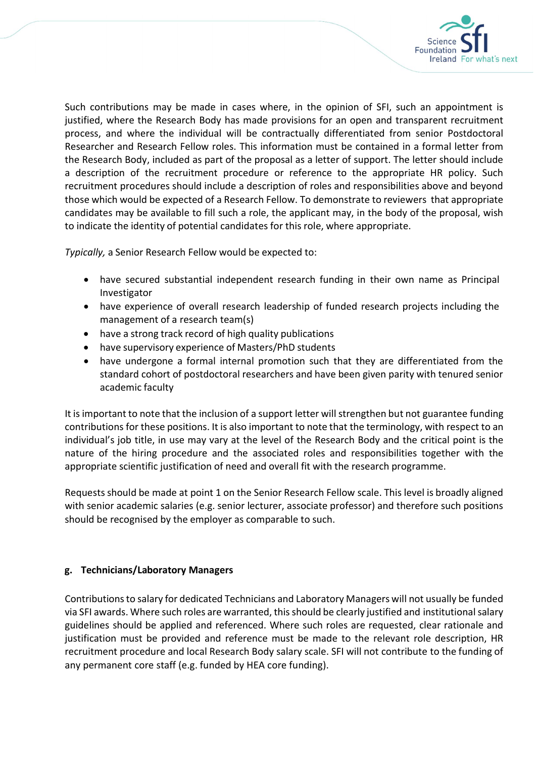Such contributions may be made in cases where, in the opinion of SFI, such an appointment is justified, where the Research Body has made provisions for an open and transparent recruitment process, and where the individual will be contractually differentiated from senior Postdoctoral Researcher and Research Fellow roles. This information must be contained in a formal letter from the Research Body, included as part of the proposal as a letter of support. The letter should include a description of the recruitment procedure or reference to the appropriate HR policy. Such recruitment procedures should include a description of roles and responsibilities above and beyond those which would be expected of a Research Fellow. To demonstrate to reviewers that appropriate candidates may be available to fill such a role, the applicant may, in the body of the proposal, wish to indicate the identity of potential candidates for this role, where appropriate.

*Typically,* a Senior Research Fellow would be expected to:

- have secured substantial independent research funding in their own name as Principal Investigator
- have experience of overall research leadership of funded research projects including the management of a research team(s)
- have a strong track record of high quality publications
- have supervisory experience of Masters/PhD students
- have undergone a formal internal promotion such that they are differentiated from the standard cohort of postdoctoral researchers and have been given parity with tenured senior academic faculty

It is important to note that the inclusion of a support letter will strengthen but not guarantee funding contributions for these positions. It is also important to note that the terminology, with respect to an individual's job title, in use may vary at the level of the Research Body and the critical point is the nature of the hiring procedure and the associated roles and responsibilities together with the appropriate scientific justification of need and overall fit with the research programme.

Requests should be made at point 1 on the Senior Research Fellow scale. This level is broadly aligned with senior academic salaries (e.g. senior lecturer, associate professor) and therefore such positions should be recognised by the employer as comparable to such.

#### g. Technicians/Laboratory Managers

Contributions to salary for dedicated Technicians and Laboratory Managers will not usually be funded via SFI awards. Where such roles are warranted, this should be clearly justified and institutional salary guidelines should be applied and referenced. Where such roles are requested, clear rationale and justification must be provided and reference must be made to the relevant role description, HR recruitment procedure and local Research Body salary scale. SFI will not contribute to the funding of any permanent core staff (e.g. funded by HEA core funding).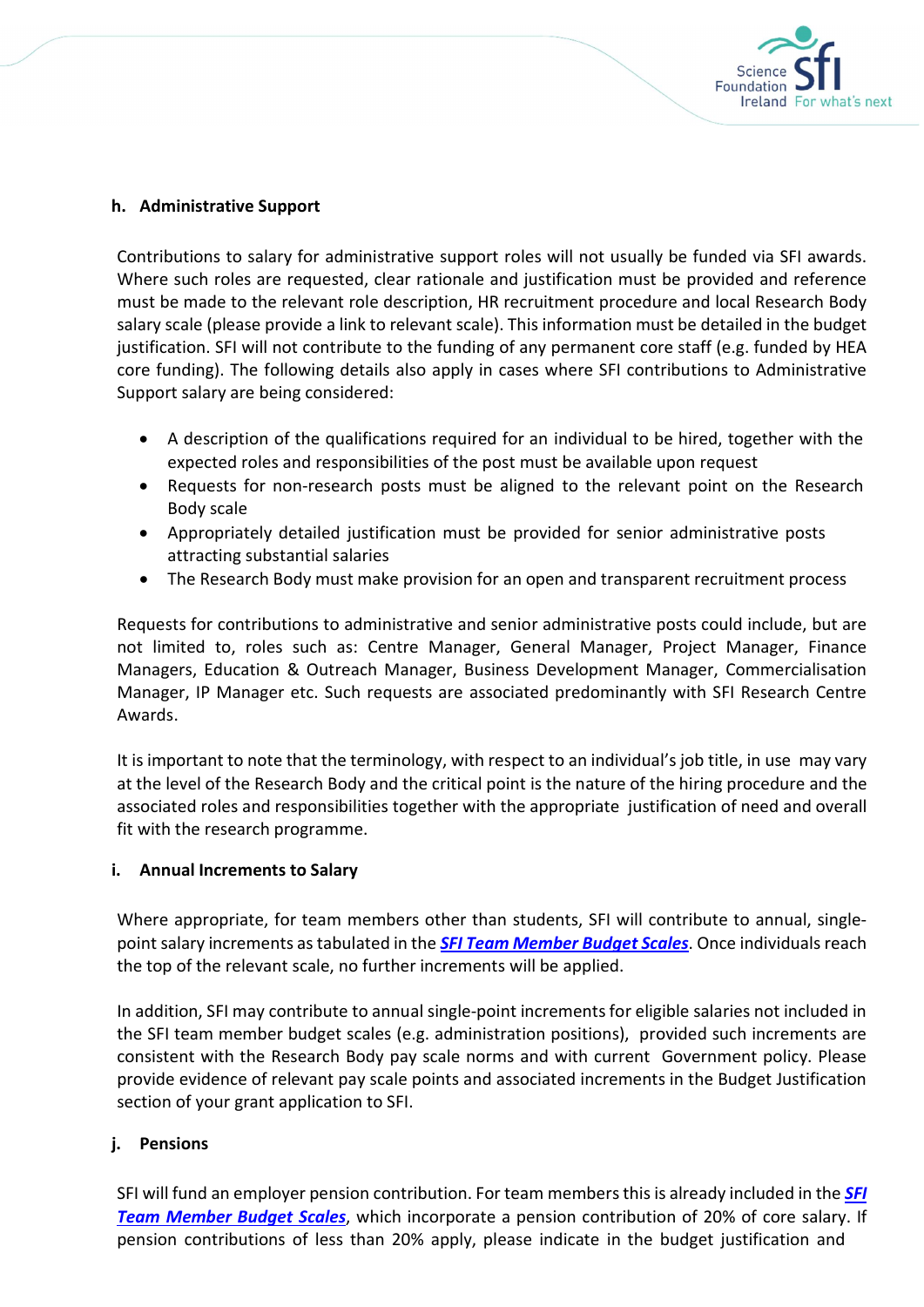### h. Administrative Support

Contributions to salary for administrative support roles will not usually be funded via SFI awards. Where such roles are requested, clear rationale and justification must be provided and reference must be made to the relevant role description, HR recruitment procedure and local Research Body salary scale (please provide a link to relevant scale). This information must be detailed in the budget justification. SFI will not contribute to the funding of any permanent core staff (e.g. funded by HEA core funding). The following details also apply in cases where SFI contributions to Administrative Support salary are being considered:

- A description of the qualifications required for an individual to be hired, together with the expected roles and responsibilities of the post must be available upon request
- Requests for non-research posts must be aligned to the relevant point on the Research Body scale
- Appropriately detailed justification must be provided for senior administrative posts attracting substantial salaries
- The Research Body must make provision for an open and transparent recruitment process

Requests for contributions to administrative and senior administrative posts could include, but are not limited to, roles such as: Centre Manager, General Manager, Project Manager, Finance Managers, Education & Outreach Manager, Business Development Manager, Commercialisation Manager, IP Manager etc. Such requests are associated predominantly with SFI Research Centre Awards.

It is important to note that the terminology, with respect to an individual's job title, in use may vary at the level of the Research Body and the critical point is the nature of the hiring procedure and the associated roles and responsibilities together with the appropriate justification of need and overall fit with the research programme.

### i. Annual Increments to Salary

Where appropriate, for team members other than students, SFI will contribute to annual, single-point salary increments as tabulated in the ***SFI Team Member Budget Scales***. Once individuals reach the top of the relevant scale, no further increments will be applied.

In addition, SFI may contribute to annual single-point increments for eligible salaries not included in the SFI team member budget scales (e.g. administration positions), provided such increments are consistent with the Research Body pay scale norms and with current Government policy. Please provide evidence of relevant pay scale points and associated increments in the Budget Justification section of your grant application to SFI.

### j. Pensions

SFI will fund an employer pension contribution. For team members this is already included in the ***SFI Team Member Budget Scales***, which incorporate a pension contribution of 20% of core salary. If pension contributions of less than 20% apply, please indicate in the budget justification and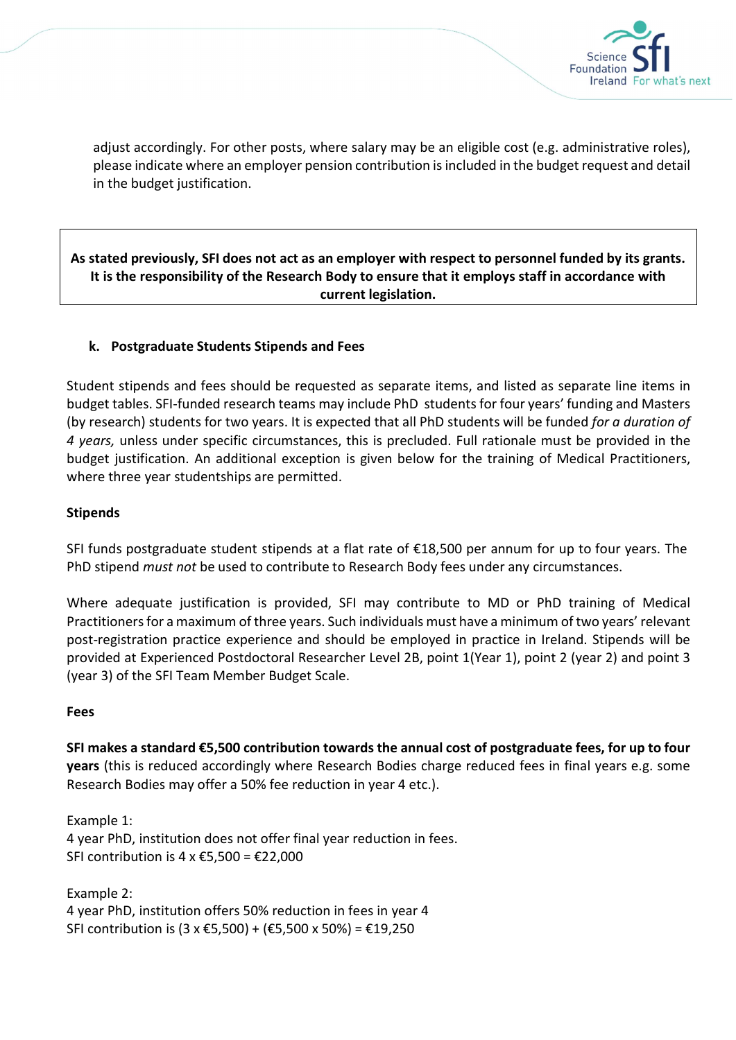adjust accordingly. For other posts, where salary may be an eligible cost (e.g. administrative roles), please indicate where an employer pension contribution is included in the budget request and detail in the budget justification.

**As stated previously, SFI does not act as an employer with respect to personnel funded by its grants. It is the responsibility of the Research Body to ensure that it employs staff in accordance with current legislation.**

### k. Postgraduate Students Stipends and Fees

Student stipends and fees should be requested as separate items, and listed as separate line items in budget tables. SFI-funded research teams may include PhD students for four years' funding and Masters (by research) students for two years. It is expected that all PhD students will be funded *for a duration of 4 years,* unless under specific circumstances, this is precluded. Full rationale must be provided in the budget justification. An additional exception is given below for the training of Medical Practitioners, where three year studentships are permitted.

**Stipends**

SFI funds postgraduate student stipends at a flat rate of €18,500 per annum for up to four years. The PhD stipend *must not* be used to contribute to Research Body fees under any circumstances.

Where adequate justification is provided, SFI may contribute to MD or PhD training of Medical Practitioners for a maximum of three years. Such individuals must have a minimum of two years' relevant post-registration practice experience and should be employed in practice in Ireland. Stipends will be provided at Experienced Postdoctoral Researcher Level 2B, point 1(Year 1), point 2 (year 2) and point 3 (year 3) of the SFI Team Member Budget Scale.

**Fees**

**SFI makes a standard €5,500 contribution towards the annual cost of postgraduate fees, for up to four years** (this is reduced accordingly where Research Bodies charge reduced fees in final years e.g. some Research Bodies may offer a 50% fee reduction in year 4 etc.).

Example 1:
4 year PhD, institution does not offer final year reduction in fees.
SFI contribution is 4 x €5,500 = €22,000

Example 2:
4 year PhD, institution offers 50% reduction in fees in year 4
SFI contribution is (3 x €5,500) + (€5,500 x 50%) = €19,250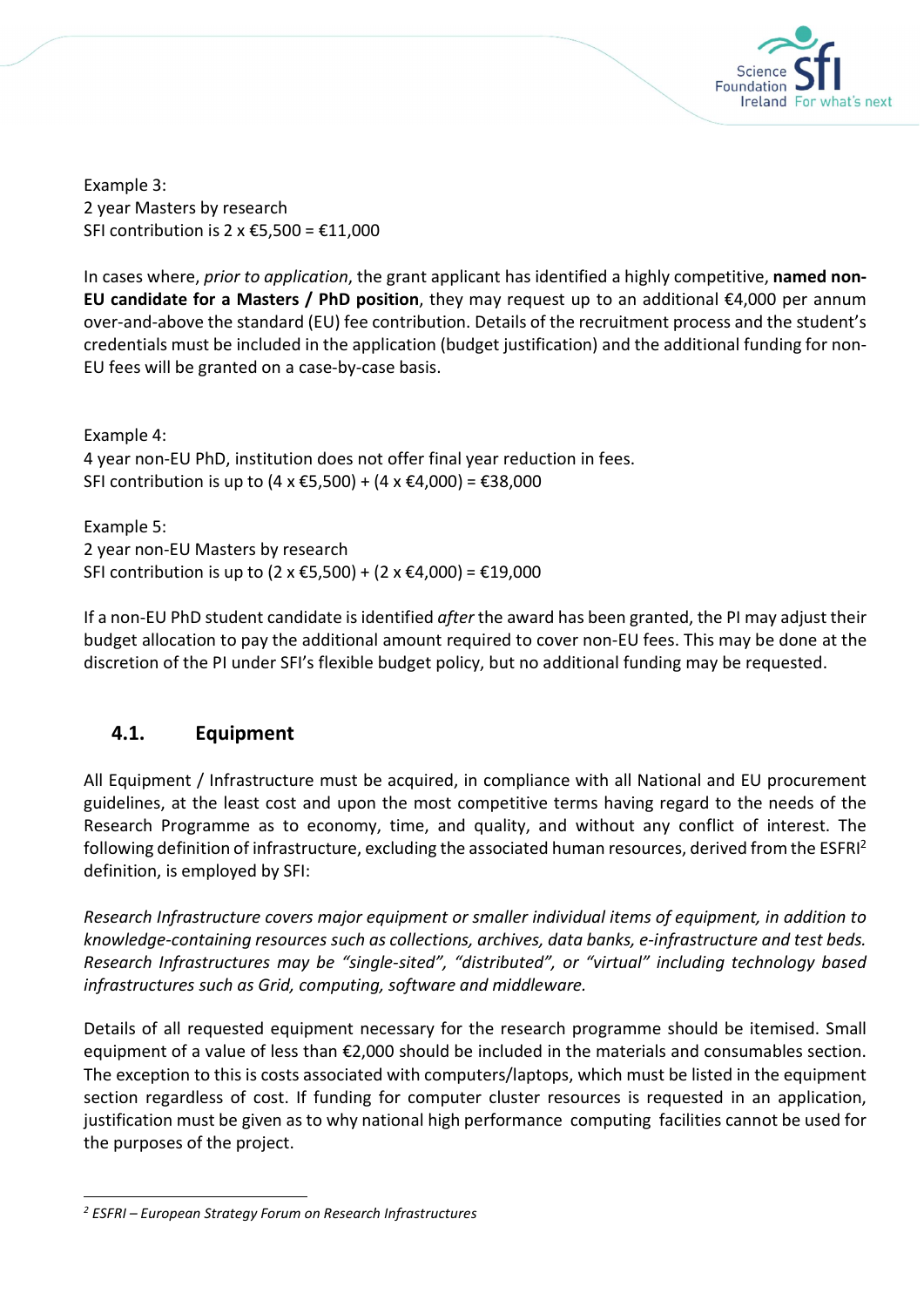Example 3:
2 year Masters by research
SFI contribution is 2 x €5,500 = €11,000

In cases where, *prior to application*, the grant applicant has identified a highly competitive, **named non-EU candidate for a Masters / PhD position**, they may request up to an additional €4,000 per annum over-and-above the standard (EU) fee contribution. Details of the recruitment process and the student's credentials must be included in the application (budget justification) and the additional funding for non-EU fees will be granted on a case-by-case basis.

Example 4:
4 year non-EU PhD, institution does not offer final year reduction in fees.
SFI contribution is up to (4 x €5,500) + (4 x €4,000) = €38,000

Example 5:
2 year non-EU Masters by research
SFI contribution is up to (2 x €5,500) + (2 x €4,000) = €19,000

If a non-EU PhD student candidate is identified *after* the award has been granted, the PI may adjust their budget allocation to pay the additional amount required to cover non-EU fees. This may be done at the discretion of the PI under SFI's flexible budget policy, but no additional funding may be requested.

## 4.1. Equipment

All Equipment / Infrastructure must be acquired, in compliance with all National and EU procurement guidelines, at the least cost and upon the most competitive terms having regard to the needs of the Research Programme as to economy, time, and quality, and without any conflict of interest. The following definition of infrastructure, excluding the associated human resources, derived from the ESFRI[2] definition, is employed by SFI:

*Research Infrastructure covers major equipment or smaller individual items of equipment, in addition to knowledge-containing resources such as collections, archives, data banks, e-infrastructure and test beds. Research Infrastructures may be "single-sited", "distributed", or "virtual" including technology based infrastructures such as Grid, computing, software and middleware.*

Details of all requested equipment necessary for the research programme should be itemised. Small equipment of a value of less than €2,000 should be included in the materials and consumables section. The exception to this is costs associated with computers/laptops, which must be listed in the equipment section regardless of cost. If funding for computer cluster resources is requested in an application, justification must be given as to why national high performance computing facilities cannot be used for the purposes of the project.

---

[2] *ESFRI – European Strategy Forum on Research Infrastructures*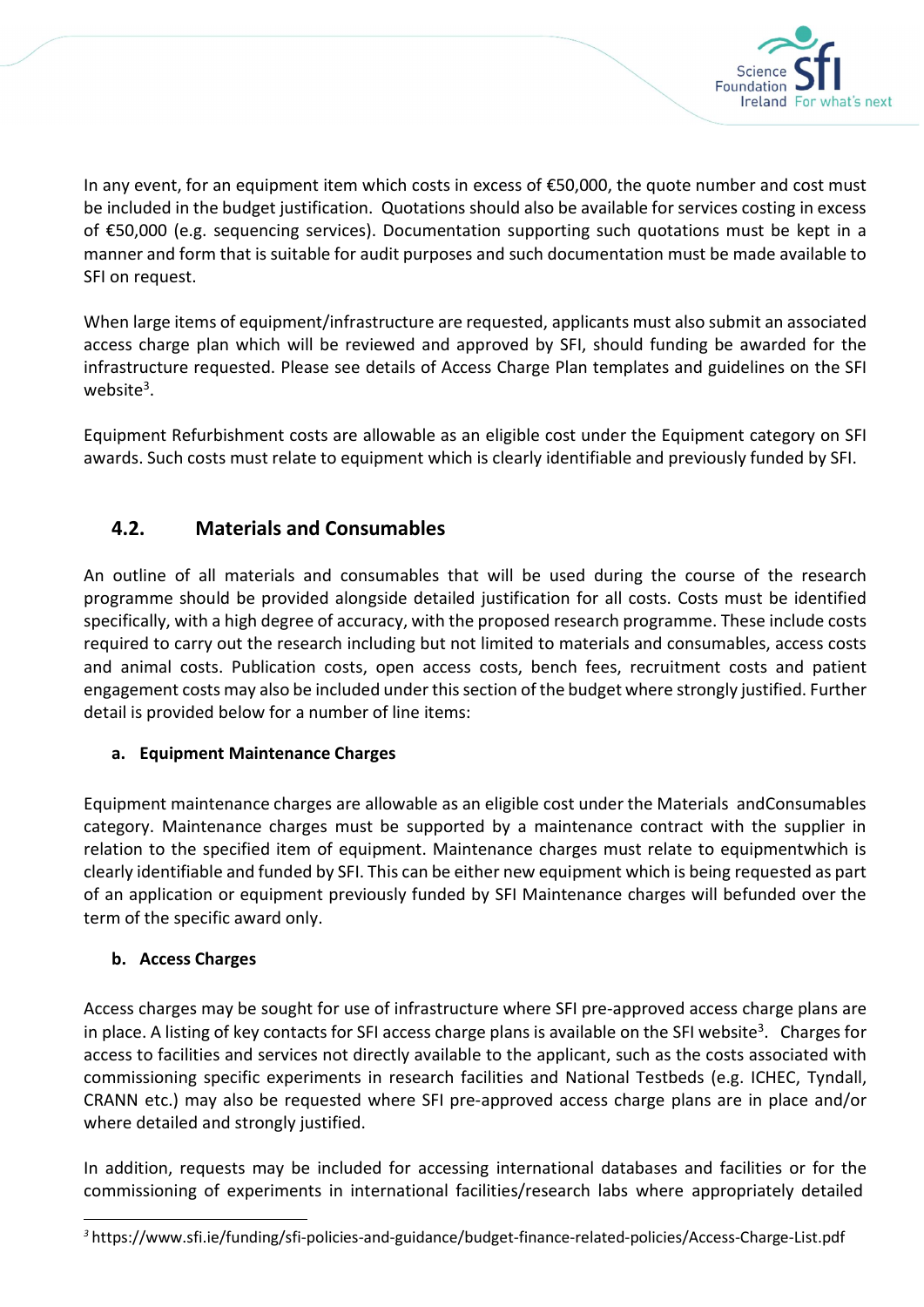In any event, for an equipment item which costs in excess of €50,000, the quote number and cost must be included in the budget justification. Quotations should also be available for services costing in excess of €50,000 (e.g. sequencing services). Documentation supporting such quotations must be kept in a manner and form that is suitable for audit purposes and such documentation must be made available to SFI on request.

When large items of equipment/infrastructure are requested, applicants must also submit an associated access charge plan which will be reviewed and approved by SFI, should funding be awarded for the infrastructure requested. Please see details of Access Charge Plan templates and guidelines on the SFI website[3].

Equipment Refurbishment costs are allowable as an eligible cost under the Equipment category on SFI awards. Such costs must relate to equipment which is clearly identifiable and previously funded by SFI.

## 4.2. Materials and Consumables

An outline of all materials and consumables that will be used during the course of the research programme should be provided alongside detailed justification for all costs. Costs must be identified specifically, with a high degree of accuracy, with the proposed research programme. These include costs required to carry out the research including but not limited to materials and consumables, access costs and animal costs. Publication costs, open access costs, bench fees, recruitment costs and patient engagement costs may also be included under this section of the budget where strongly justified. Further detail is provided below for a number of line items:

### a. Equipment Maintenance Charges

Equipment maintenance charges are allowable as an eligible cost under the Materials andConsumables category. Maintenance charges must be supported by a maintenance contract with the supplier in relation to the specified item of equipment. Maintenance charges must relate to equipmentwhich is clearly identifiable and funded by SFI. This can be either new equipment which is being requested as part of an application or equipment previously funded by SFI Maintenance charges will befunded over the term of the specific award only.

### b. Access Charges

Access charges may be sought for use of infrastructure where SFI pre-approved access charge plans are in place. A listing of key contacts for SFI access charge plans is available on the SFI website[3]. Charges for access to facilities and services not directly available to the applicant, such as the costs associated with commissioning specific experiments in research facilities and National Testbeds (e.g. ICHEC, Tyndall, CRANN etc.) may also be requested where SFI pre-approved access charge plans are in place and/or where detailed and strongly justified.

In addition, requests may be included for accessing international databases and facilities or for the commissioning of experiments in international facilities/research labs where appropriately detailed

[3] https://www.sfi.ie/funding/sfi-policies-and-guidance/budget-finance-related-policies/Access-Charge-List.pdf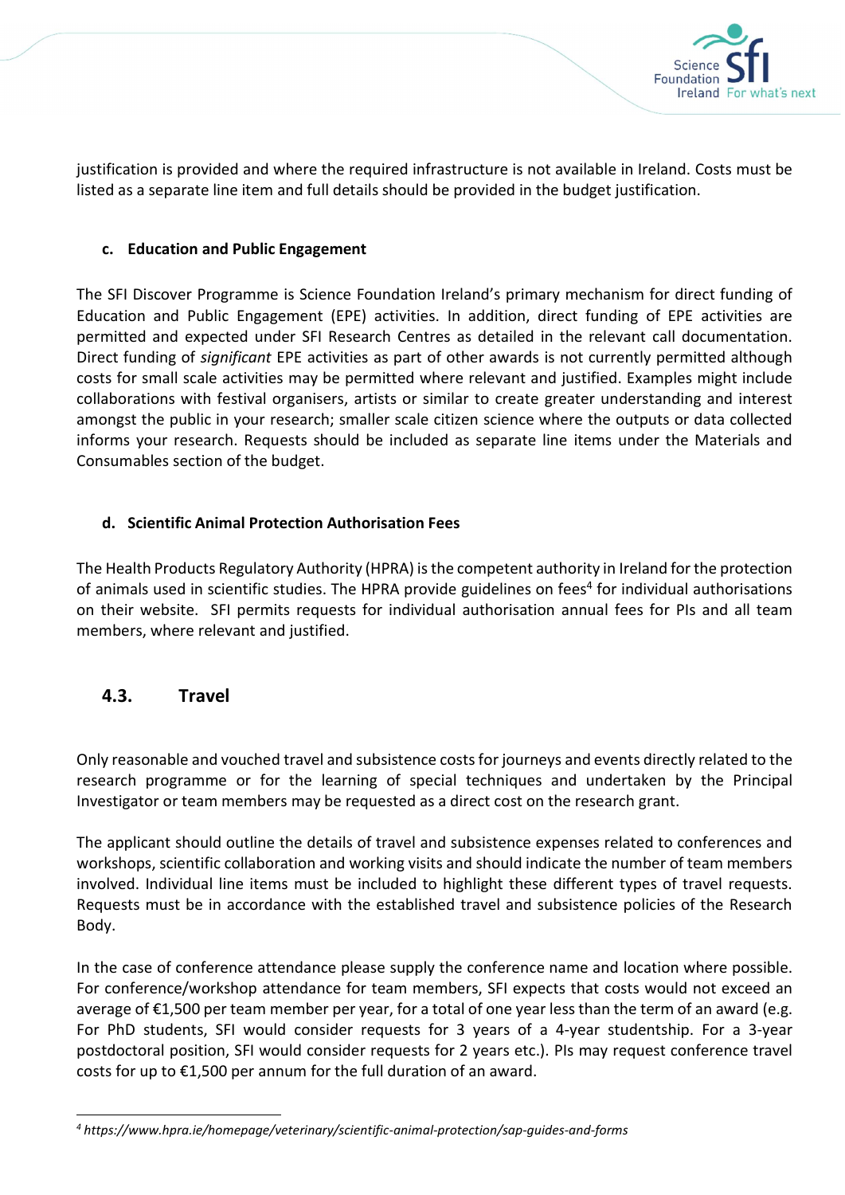justification is provided and where the required infrastructure is not available in Ireland. Costs must be listed as a separate line item and full details should be provided in the budget justification.

#### c. Education and Public Engagement

The SFI Discover Programme is Science Foundation Ireland's primary mechanism for direct funding of Education and Public Engagement (EPE) activities. In addition, direct funding of EPE activities are permitted and expected under SFI Research Centres as detailed in the relevant call documentation. Direct funding of *significant* EPE activities as part of other awards is not currently permitted although costs for small scale activities may be permitted where relevant and justified. Examples might include collaborations with festival organisers, artists or similar to create greater understanding and interest amongst the public in your research; smaller scale citizen science where the outputs or data collected informs your research. Requests should be included as separate line items under the Materials and Consumables section of the budget.

#### d. Scientific Animal Protection Authorisation Fees

The Health Products Regulatory Authority (HPRA) is the competent authority in Ireland for the protection of animals used in scientific studies. The HPRA provide guidelines on fees[4] for individual authorisations on their website. SFI permits requests for individual authorisation annual fees for PIs and all team members, where relevant and justified.

### 4.3. Travel

Only reasonable and vouched travel and subsistence costs for journeys and events directly related to the research programme or for the learning of special techniques and undertaken by the Principal Investigator or team members may be requested as a direct cost on the research grant.

The applicant should outline the details of travel and subsistence expenses related to conferences and workshops, scientific collaboration and working visits and should indicate the number of team members involved. Individual line items must be included to highlight these different types of travel requests. Requests must be in accordance with the established travel and subsistence policies of the Research Body.

In the case of conference attendance please supply the conference name and location where possible. For conference/workshop attendance for team members, SFI expects that costs would not exceed an average of €1,500 per team member per year, for a total of one year less than the term of an award (e.g. For PhD students, SFI would consider requests for 3 years of a 4-year studentship. For a 3-year postdoctoral position, SFI would consider requests for 2 years etc.). PIs may request conference travel costs for up to €1,500 per annum for the full duration of an award.

---

[4] *https://www.hpra.ie/homepage/veterinary/scientific-animal-protection/sap-guides-and-forms*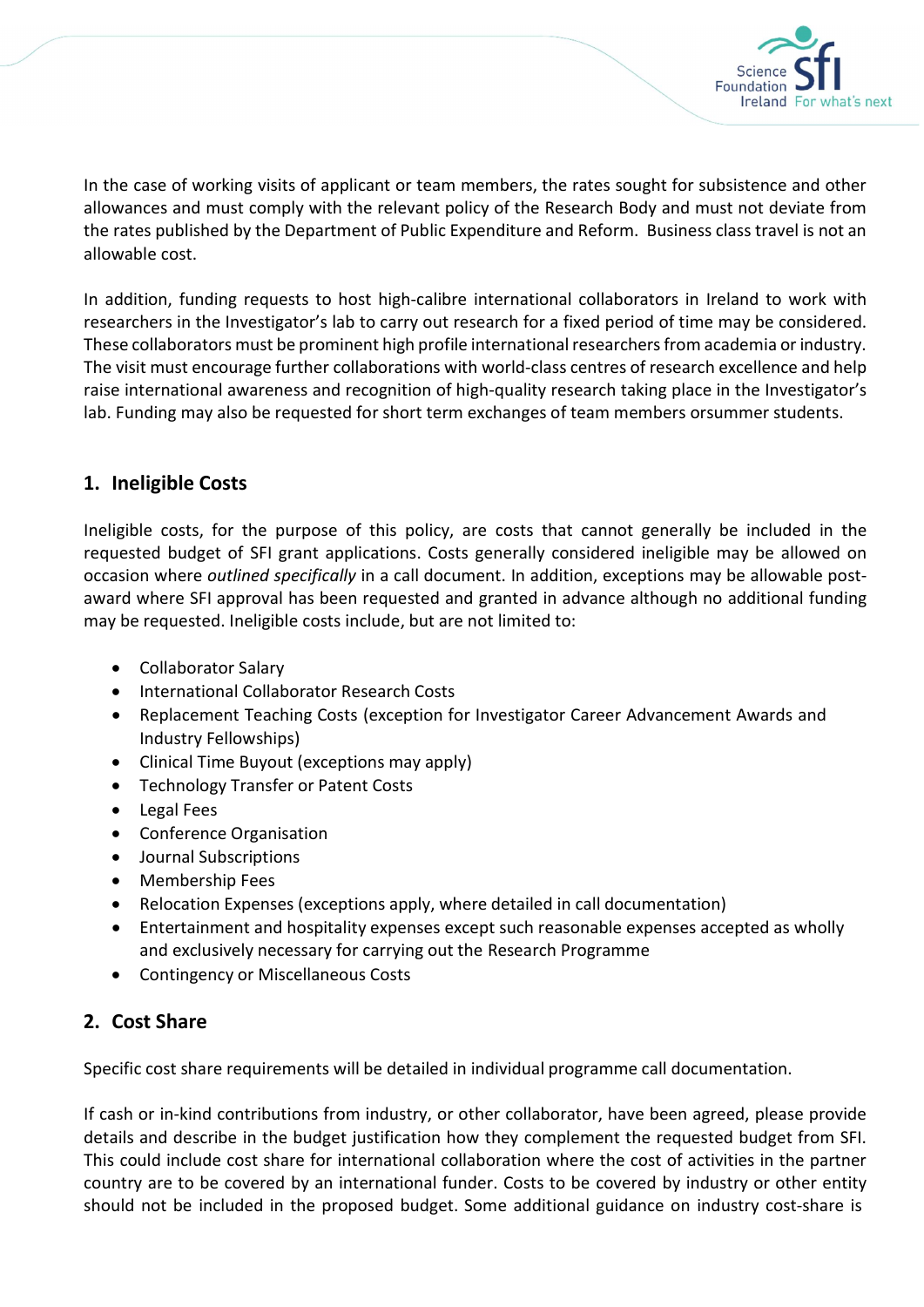In the case of working visits of applicant or team members, the rates sought for subsistence and other allowances and must comply with the relevant policy of the Research Body and must not deviate from the rates published by the Department of Public Expenditure and Reform. Business class travel is not an allowable cost.

In addition, funding requests to host high-calibre international collaborators in Ireland to work with researchers in the Investigator's lab to carry out research for a fixed period of time may be considered. These collaborators must be prominent high profile international researchers from academia or industry. The visit must encourage further collaborations with world-class centres of research excellence and help raise international awareness and recognition of high-quality research taking place in the Investigator's lab. Funding may also be requested for short term exchanges of team members orsummer students.

## 1. Ineligible Costs

Ineligible costs, for the purpose of this policy, are costs that cannot generally be included in the requested budget of SFI grant applications. Costs generally considered ineligible may be allowed on occasion where *outlined specifically* in a call document. In addition, exceptions may be allowable post-award where SFI approval has been requested and granted in advance although no additional funding may be requested. Ineligible costs include, but are not limited to:

- Collaborator Salary
- International Collaborator Research Costs
- Replacement Teaching Costs (exception for Investigator Career Advancement Awards and Industry Fellowships)
- Clinical Time Buyout (exceptions may apply)
- Technology Transfer or Patent Costs
- Legal Fees
- Conference Organisation
- Journal Subscriptions
- Membership Fees
- Relocation Expenses (exceptions apply, where detailed in call documentation)
- Entertainment and hospitality expenses except such reasonable expenses accepted as wholly and exclusively necessary for carrying out the Research Programme
- Contingency or Miscellaneous Costs

## 2. Cost Share

Specific cost share requirements will be detailed in individual programme call documentation.

If cash or in-kind contributions from industry, or other collaborator, have been agreed, please provide details and describe in the budget justification how they complement the requested budget from SFI. This could include cost share for international collaboration where the cost of activities in the partner country are to be covered by an international funder. Costs to be covered by industry or other entity should not be included in the proposed budget. Some additional guidance on industry cost-share is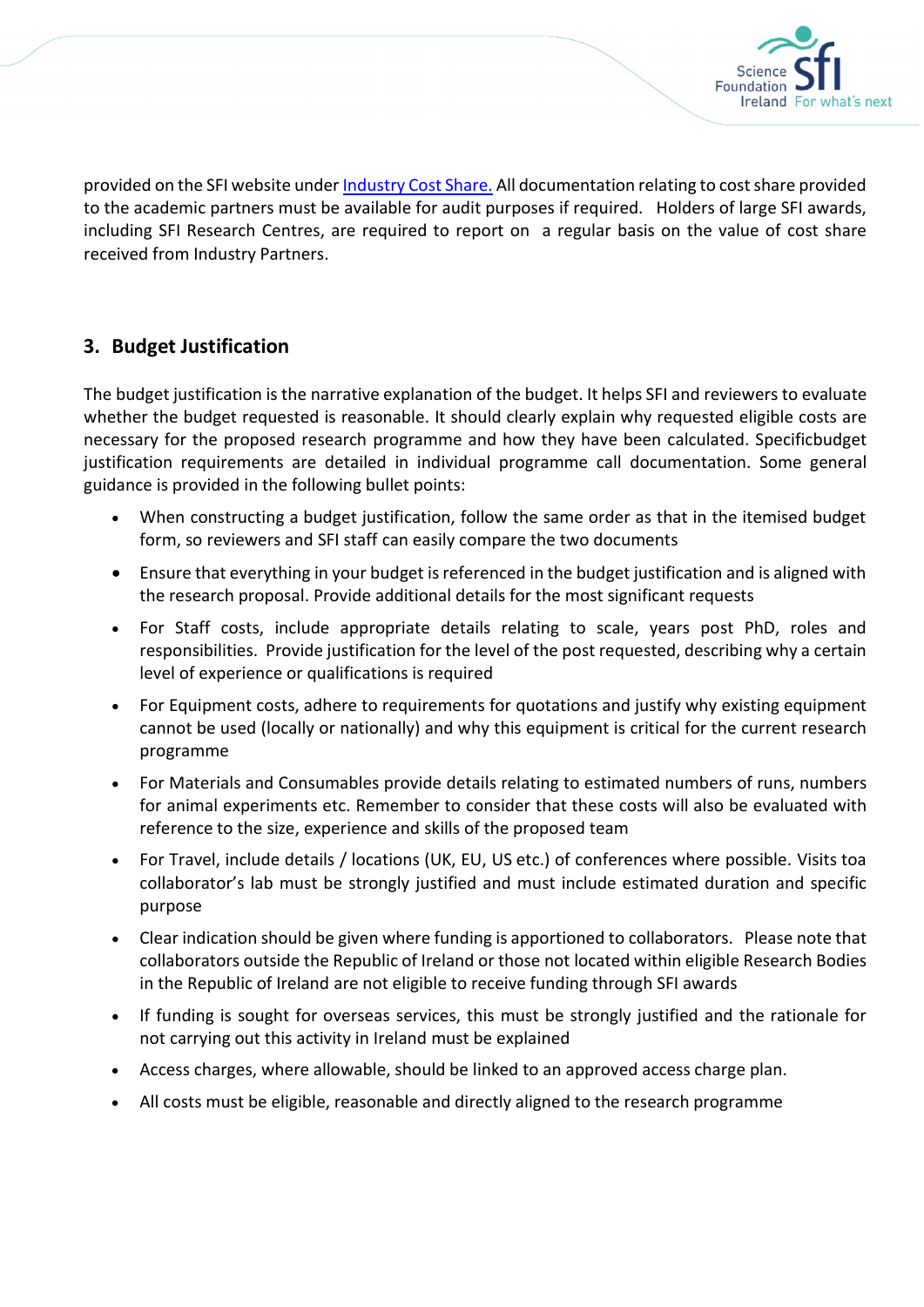provided on the SFI website under [Industry Cost Share.](#) All documentation relating to cost share provided to the academic partners must be available for audit purposes if required. Holders of large SFI awards, including SFI Research Centres, are required to report on a regular basis on the value of cost share received from Industry Partners.

## 3. Budget Justification

The budget justification is the narrative explanation of the budget. It helps SFI and reviewers to evaluate whether the budget requested is reasonable. It should clearly explain why requested eligible costs are necessary for the proposed research programme and how they have been calculated. Specificbudget justification requirements are detailed in individual programme call documentation. Some general guidance is provided in the following bullet points:

- When constructing a budget justification, follow the same order as that in the itemised budget form, so reviewers and SFI staff can easily compare the two documents
- Ensure that everything in your budget is referenced in the budget justification and is aligned with the research proposal. Provide additional details for the most significant requests
- For Staff costs, include appropriate details relating to scale, years post PhD, roles and responsibilities. Provide justification for the level of the post requested, describing why a certain level of experience or qualifications is required
- For Equipment costs, adhere to requirements for quotations and justify why existing equipment cannot be used (locally or nationally) and why this equipment is critical for the current research programme
- For Materials and Consumables provide details relating to estimated numbers of runs, numbers for animal experiments etc. Remember to consider that these costs will also be evaluated with reference to the size, experience and skills of the proposed team
- For Travel, include details / locations (UK, EU, US etc.) of conferences where possible. Visits toa collaborator's lab must be strongly justified and must include estimated duration and specific purpose
- Clear indication should be given where funding is apportioned to collaborators. Please note that collaborators outside the Republic of Ireland or those not located within eligible Research Bodies in the Republic of Ireland are not eligible to receive funding through SFI awards
- If funding is sought for overseas services, this must be strongly justified and the rationale for not carrying out this activity in Ireland must be explained
- Access charges, where allowable, should be linked to an approved access charge plan.
- All costs must be eligible, reasonable and directly aligned to the research programme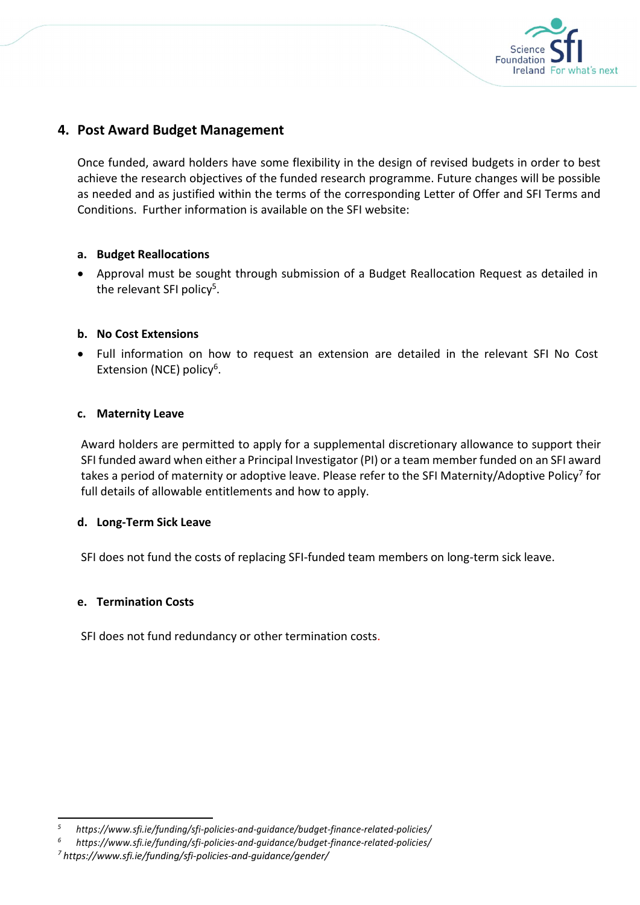## 4. Post Award Budget Management

Once funded, award holders have some flexibility in the design of revised budgets in order to best achieve the research objectives of the funded research programme. Future changes will be possible as needed and as justified within the terms of the corresponding Letter of Offer and SFI Terms and Conditions. Further information is available on the SFI website:

### a. Budget Reallocations

- Approval must be sought through submission of a Budget Reallocation Request as detailed in the relevant SFI policy[5].

### b. No Cost Extensions

- Full information on how to request an extension are detailed in the relevant SFI No Cost Extension (NCE) policy[6].

### c. Maternity Leave

Award holders are permitted to apply for a supplemental discretionary allowance to support their SFI funded award when either a Principal Investigator (PI) or a team member funded on an SFI award takes a period of maternity or adoptive leave. Please refer to the SFI Maternity/Adoptive Policy[7] for full details of allowable entitlements and how to apply.

### d. Long-Term Sick Leave

SFI does not fund the costs of replacing SFI-funded team members on long-term sick leave.

### e. Termination Costs

SFI does not fund redundancy or other termination costs.

---

[5] *https://www.sfi.ie/funding/sfi-policies-and-guidance/budget-finance-related-policies/*

[6] *https://www.sfi.ie/funding/sfi-policies-and-guidance/budget-finance-related-policies/*

[7] *https://www.sfi.ie/funding/sfi-policies-and-guidance/gender/*